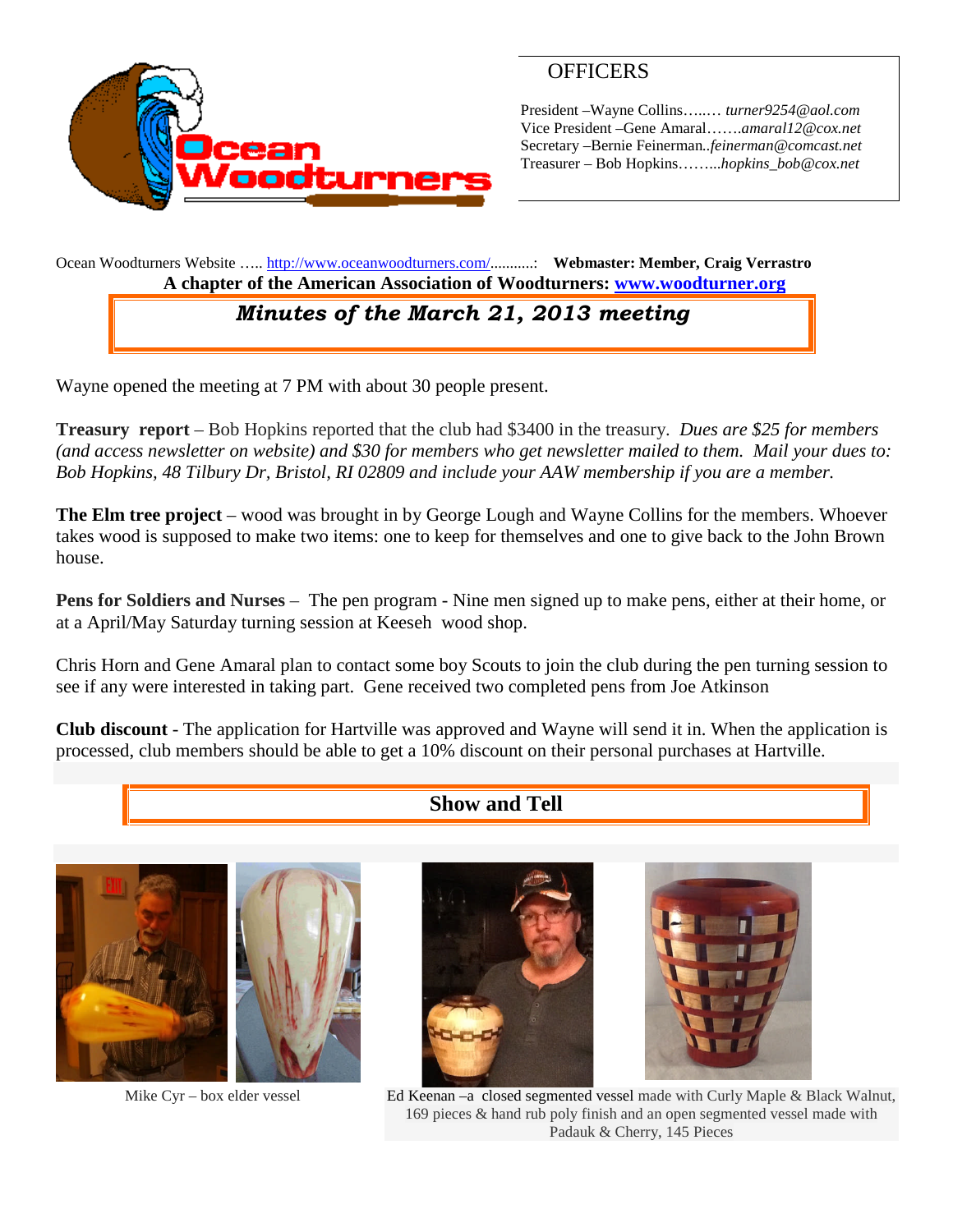## OFFICERS

President –Wayne Collins…..… *turner9254@aol.com*
Vice President –Gene Amaral…….*amaral12@cox.net*
Secretary –Bernie Feinerman..*feinerman@comcast.net*
Treasurer – Bob Hopkins……...*hopkins_bob@cox.net*

Ocean Woodturners Website ….. http://www.oceanwoodturners.com/...........: **Webmaster: Member, Craig Verrastro**

**A chapter of the American Association of Woodturners: www.woodturner.org**

# *Minutes of the March 21, 2013 meeting*

Wayne opened the meeting at 7 PM with about 30 people present.

**Treasury report** – Bob Hopkins reported that the club had $3400 in the treasury. *Dues are $25 for members (and access newsletter on website) and $30 for members who get newsletter mailed to them. Mail your dues to: Bob Hopkins, 48 Tilbury Dr, Bristol, RI 02809 and include your AAW membership if you are a member.*

**The Elm tree project** – wood was brought in by George Lough and Wayne Collins for the members. Whoever takes wood is supposed to make two items: one to keep for themselves and one to give back to the John Brown house.

**Pens for Soldiers and Nurses** – The pen program - Nine men signed up to make pens, either at their home, or at a April/May Saturday turning session at Keeseh wood shop.

Chris Horn and Gene Amaral plan to contact some boy Scouts to join the club during the pen turning session to see if any were interested in taking part. Gene received two completed pens from Joe Atkinson

**Club discount** - The application for Hartville was approved and Wayne will send it in. When the application is processed, club members should be able to get a 10% discount on their personal purchases at Hartville.

## Show and Tell

Mike Cyr – box elder vessel

Ed Keenan –a closed segmented vessel made with Curly Maple & Black Walnut, 169 pieces & hand rub poly finish and an open segmented vessel made with Padauk & Cherry, 145 Pieces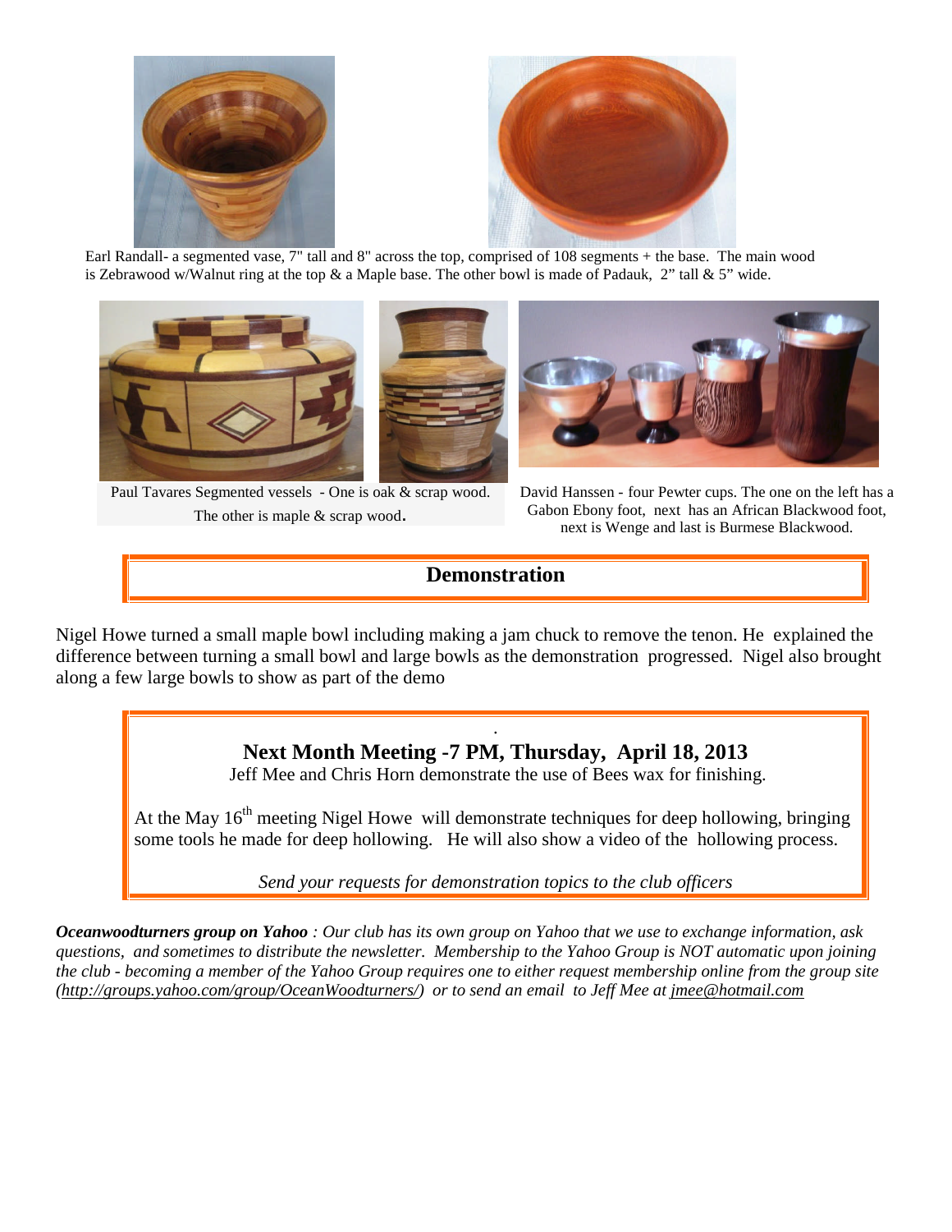Earl Randall- a segmented vase, 7" tall and 8" across the top, comprised of 108 segments + the base. The main wood is Zebrawood w/Walnut ring at the top & a Maple base. The other bowl is made of Padauk, 2” tall & 5” wide.

Paul Tavares Segmented vessels - One is oak & scrap wood. The other is maple & scrap wood.

David Hanssen - four Pewter cups. The one on the left has a Gabon Ebony foot, next has an African Blackwood foot, next is Wenge and last is Burmese Blackwood.

## Demonstration

Nigel Howe turned a small maple bowl including making a jam chuck to remove the tenon. He explained the difference between turning a small bowl and large bowls as the demonstration progressed. Nigel also brought along a few large bowls to show as part of the demo

## Next Month Meeting -7 PM, Thursday, April 18, 2013

Jeff Mee and Chris Horn demonstrate the use of Bees wax for finishing.

At the May 16th meeting Nigel Howe will demonstrate techniques for deep hollowing, bringing some tools he made for deep hollowing. He will also show a video of the hollowing process.

*Send your requests for demonstration topics to the club officers*

***Oceanwoodturners group on Yahoo*** *: Our club has its own group on Yahoo that we use to exchange information, ask questions, and sometimes to distribute the newsletter. Membership to the Yahoo Group is NOT automatic upon joining the club - becoming a member of the Yahoo Group requires one to either request membership online from the group site (http://groups.yahoo.com/group/OceanWoodturners/) or to send an email to Jeff Mee at jmee@hotmail.com*